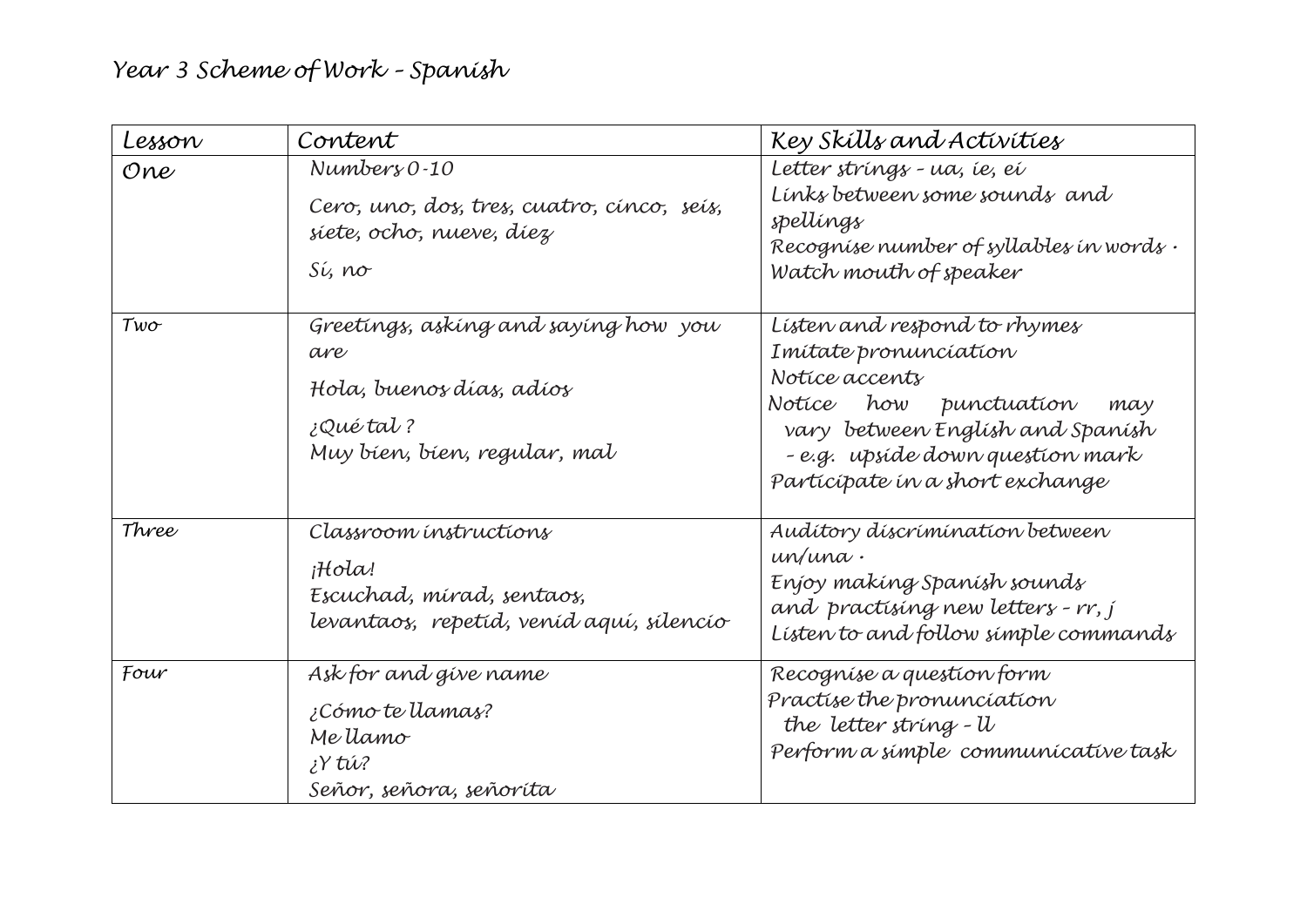# Year 3 Scheme of Work – Spanish

| Lesson | Content | Key Skills and Activities |
| --- | --- | --- |
| One | Numbers 0-10<br><br>Cero, uno, dos, tres, cuatro, cinco, seis, siete, ocho, nueve, diez<br><br>Sí, no | Letter strings – ua, ie, ei<br>Links between some sounds and spellings<br>Recognise number of syllables in words ·<br>Watch mouth of speaker |
| Two | Greetings, asking and saying how you are<br><br>Hola, buenos días, adiós<br><br>¿Qué tal ?<br>Muy bien, bien, regular, mal | Listen and respond to rhymes<br>Imitate pronunciation<br>Notice accents<br>Notice how punctuation may vary between English and Spanish – e.g. upside down question mark<br>Participate in a short exchange |
| Three | Classroom instructions<br><br>¡Hola!<br>Escuchad, mirad, sentaos, levantaos, repetid, venid aquí, silencio | Auditory discrimination between un/una ·<br>Enjoy making Spanish sounds and practising new letters – rr, j<br>Listen to and follow simple commands |
| Four | Ask for and give name<br><br>¿Cómo te llamas?<br>Me llamo<br>¿Y tú?<br>Señor, señora, señorita | Recognise a question form<br>Practise the pronunciation the letter string – ll<br>Perform a simple communicative task |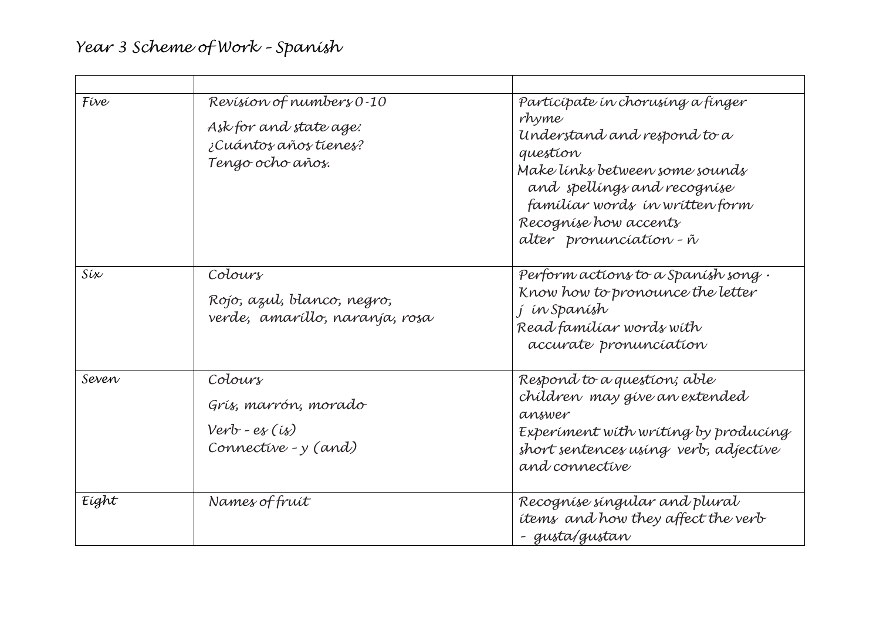# Year 3 Scheme of Work – Spanish

| | | |
|---|---|---|
| Five | Revision of numbers 0-10<br>Ask for and state age:<br>¿Cuántos años tienes?<br>Tengo ocho años. | Participate in chorusing a finger rhyme<br>Understand and respond to a question<br>Make links between some sounds and spellings and recognise familiar words in written form<br>Recognise how accents alter pronunciation – ñ |
| Six | Colours<br>Rojo, azul, blanco, negro, verde, amarillo, naranja, rosa | Perform actions to a Spanish song .<br>Know how to pronounce the letter j in Spanish<br>Read familiar words with accurate pronunciation |
| Seven | Colours<br>Gris, marrón, morado<br>Verb – es (is)<br>Connective – y (and) | Respond to a question; able children may give an extended answer<br>Experiment with writing by producing short sentences using verb, adjective and connective |
| Eight | Names of fruit | Recognise singular and plural items and how they affect the verb – gusta/gustan |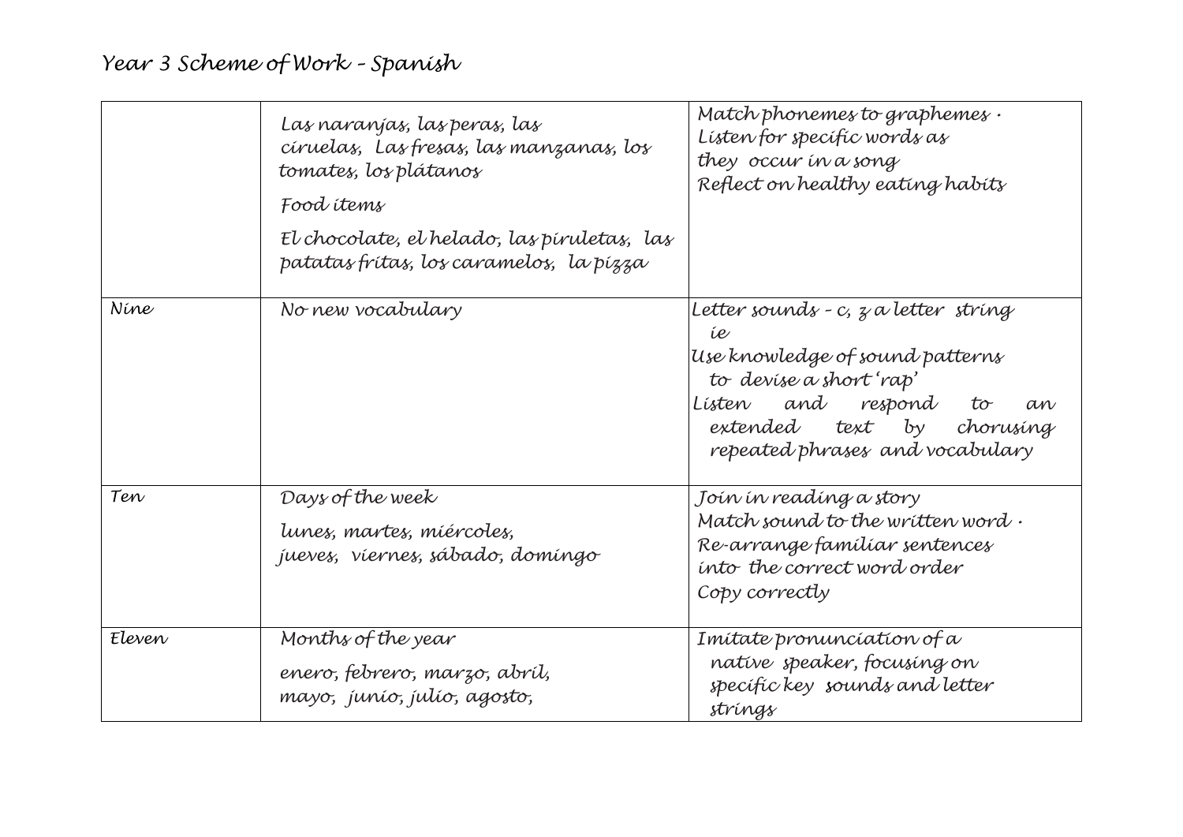# Year 3 Scheme of Work – Spanish

| | | |
|---|---|---|
| | Las naranjas, las peras, las ciruelas, Las fresas, las manzanas, los tomates, los plátanos<br><br>Food items<br><br>El chocolate, el helado, las piruletas, las patatas fritas, los caramelos, la pizza | Match phonemes to graphemes .<br>Listen for specific words as they occur in a song<br>Reflect on healthy eating habits |
| Nine | No new vocabulary | Letter sounds – c, z a letter string ie<br>Use knowledge of sound patterns to devise a short 'rap'<br>Listen and respond to an extended text by chorusing repeated phrases and vocabulary |
| Ten | Days of the week<br><br>lunes, martes, miércoles, jueves, viernes, sábado, domingo | Join in reading a story<br>Match sound to the written word .<br>Re-arrange familiar sentences into the correct word order<br>Copy correctly |
| Eleven | Months of the year<br><br>enero, febrero, marzo, abril, mayo, junio, julio, agosto, | Imitate pronunciation of a native speaker, focusing on specific key sounds and letter strings |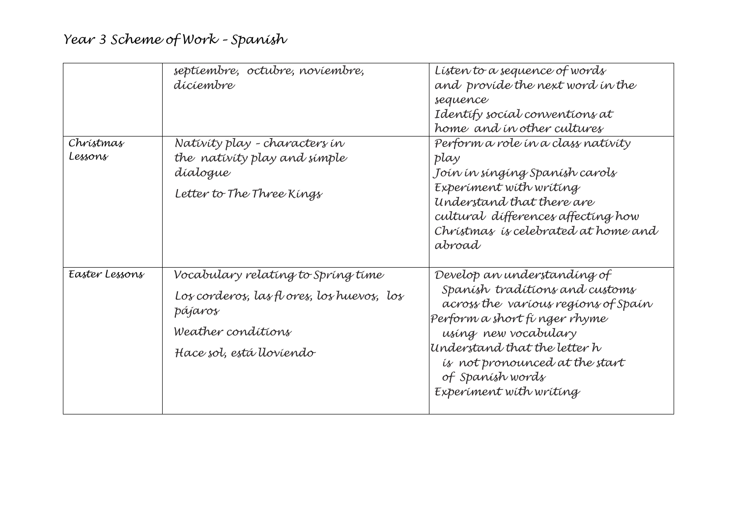# Year 3 Scheme of Work – Spanish

| | | |
|---|---|---|
| | septiembre, octubre, noviembre, diciembre | Listen to a sequence of words and provide the next word in the sequence<br>Identify social conventions at home and in other cultures |
| Christmas Lessons | Nativity play – characters in the nativity play and simple dialogue<br>Letter to The Three Kings | Perform a role in a class nativity play<br>Join in singing Spanish carols<br>Experiment with writing<br>Understand that there are cultural differences affecting how Christmas is celebrated at home and abroad |
| Easter Lessons | Vocabulary relating to Spring time<br>Los corderos, las flores, los huevos, los pájaros<br>Weather conditions<br>Hace sol, está lloviendo | Develop an understanding of Spanish traditions and customs across the various regions of Spain<br>Perform a short finger rhyme using new vocabulary<br>Understand that the letter h is not pronounced at the start of Spanish words<br>Experiment with writing |